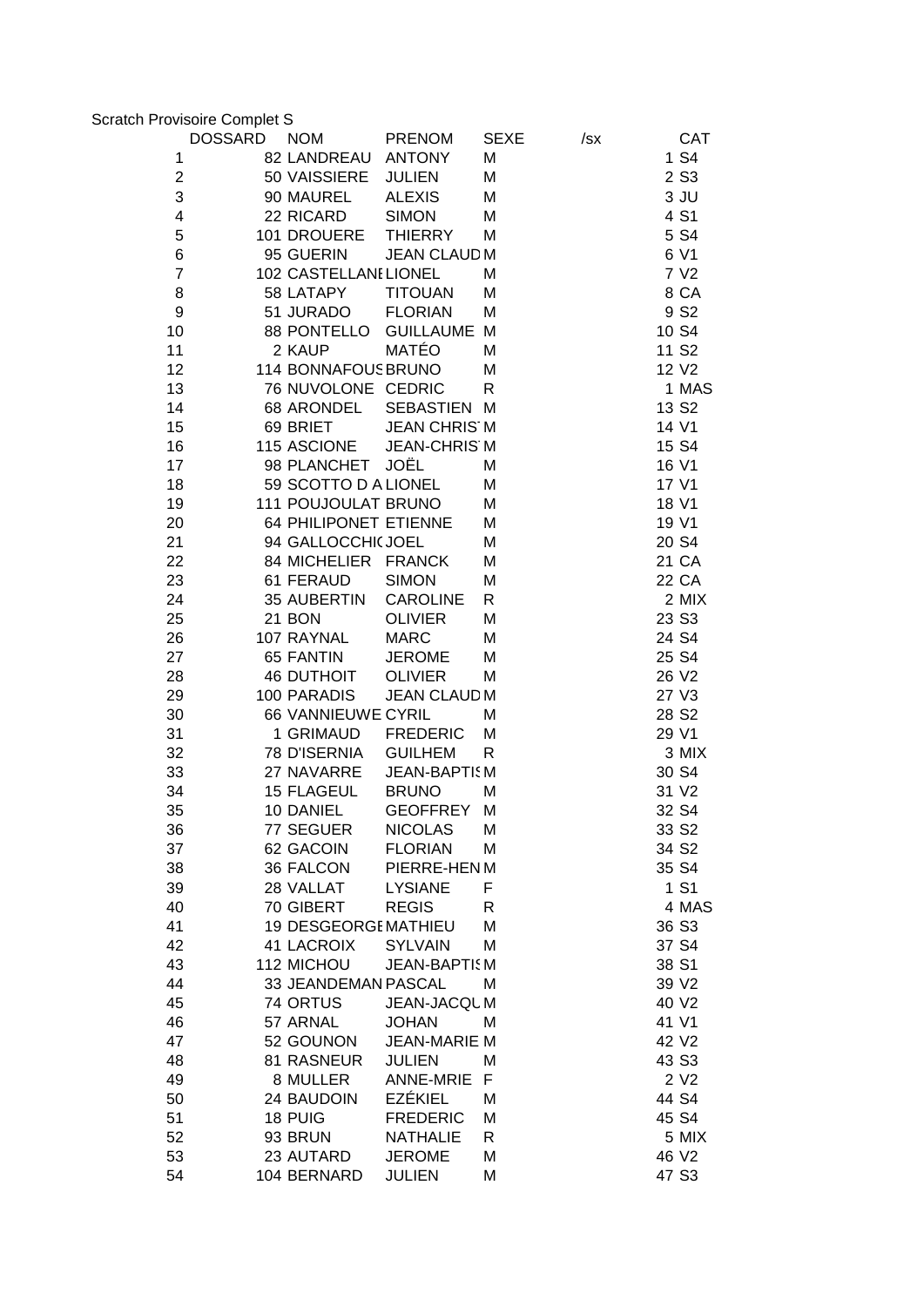Scratch Provisoire Complet S

| | DOSSARD | NOM | PRENOM | SEXE | /sx | CAT |
|---|---|---|---|---|---|---|
| 1 | 82 | LANDREAU | ANTONY | M | 1 | S4 |
| 2 | 50 | VAISSIERE | JULIEN | M | 2 | S3 |
| 3 | 90 | MAUREL | ALEXIS | M | 3 | JU |
| 4 | 22 | RICARD | SIMON | M | 4 | S1 |
| 5 | 101 | DROUERE | THIERRY | M | 5 | S4 |
| 6 | 95 | GUERIN | JEAN CLAUD | M | 6 | V1 |
| 7 | 102 | CASTELLANI | LIONEL | M | 7 | V2 |
| 8 | 58 | LATAPY | TITOUAN | M | 8 | CA |
| 9 | 51 | JURADO | FLORIAN | M | 9 | S2 |
| 10 | 88 | PONTELLO | GUILLAUME | M | 10 | S4 |
| 11 | 2 | KAUP | MATÉO | M | 11 | S2 |
| 12 | 114 | BONNAFOUS | BRUNO | M | 12 | V2 |
| 13 | 76 | NUVOLONE | CEDRIC | R | 1 | MAS |
| 14 | 68 | ARONDEL | SEBASTIEN | M | 13 | S2 |
| 15 | 69 | BRIET | JEAN CHRIS | M | 14 | V1 |
| 16 | 115 | ASCIONE | JEAN-CHRIS | M | 15 | S4 |
| 17 | 98 | PLANCHET | JOËL | M | 16 | V1 |
| 18 | 59 | SCOTTO D A | LIONEL | M | 17 | V1 |
| 19 | 111 | POUJOULAT | BRUNO | M | 18 | V1 |
| 20 | 64 | PHILIPONET | ETIENNE | M | 19 | V1 |
| 21 | 94 | GALLOCCHIO | JOEL | M | 20 | S4 |
| 22 | 84 | MICHELIER | FRANCK | M | 21 | CA |
| 23 | 61 | FERAUD | SIMON | M | 22 | CA |
| 24 | 35 | AUBERTIN | CAROLINE | R | 2 | MIX |
| 25 | 21 | BON | OLIVIER | M | 23 | S3 |
| 26 | 107 | RAYNAL | MARC | M | 24 | S4 |
| 27 | 65 | FANTIN | JEROME | M | 25 | S4 |
| 28 | 46 | DUTHOIT | OLIVIER | M | 26 | V2 |
| 29 | 100 | PARADIS | JEAN CLAUD | M | 27 | V3 |
| 30 | 66 | VANNIEUWE | CYRIL | M | 28 | S2 |
| 31 | 1 | GRIMAUD | FREDERIC | M | 29 | V1 |
| 32 | 78 | D'ISERNIA | GUILHEM | R | 3 | MIX |
| 33 | 27 | NAVARRE | JEAN-BAPTIS | M | 30 | S4 |
| 34 | 15 | FLAGEUL | BRUNO | M | 31 | V2 |
| 35 | 10 | DANIEL | GEOFFREY | M | 32 | S4 |
| 36 | 77 | SEGUER | NICOLAS | M | 33 | S2 |
| 37 | 62 | GACOIN | FLORIAN | M | 34 | S2 |
| 38 | 36 | FALCON | PIERRE-HEN | M | 35 | S4 |
| 39 | 28 | VALLAT | LYSIANE | F | 1 | S1 |
| 40 | 70 | GIBERT | REGIS | R | 4 | MAS |
| 41 | 19 | DESGEORGE | MATHIEU | M | 36 | S3 |
| 42 | 41 | LACROIX | SYLVAIN | M | 37 | S4 |
| 43 | 112 | MICHOU | JEAN-BAPTIS | M | 38 | S1 |
| 44 | 33 | JEANDEMAN | PASCAL | M | 39 | V2 |
| 45 | 74 | ORTUS | JEAN-JACQU | M | 40 | V2 |
| 46 | 57 | ARNAL | JOHAN | M | 41 | V1 |
| 47 | 52 | GOUNON | JEAN-MARIE | M | 42 | V2 |
| 48 | 81 | RASNEUR | JULIEN | M | 43 | S3 |
| 49 | 8 | MULLER | ANNE-MRIE | F | 2 | V2 |
| 50 | 24 | BAUDOIN | EZÉKIEL | M | 44 | S4 |
| 51 | 18 | PUIG | FREDERIC | M | 45 | S4 |
| 52 | 93 | BRUN | NATHALIE | R | 5 | MIX |
| 53 | 23 | AUTARD | JEROME | M | 46 | V2 |
| 54 | 104 | BERNARD | JULIEN | M | 47 | S3 |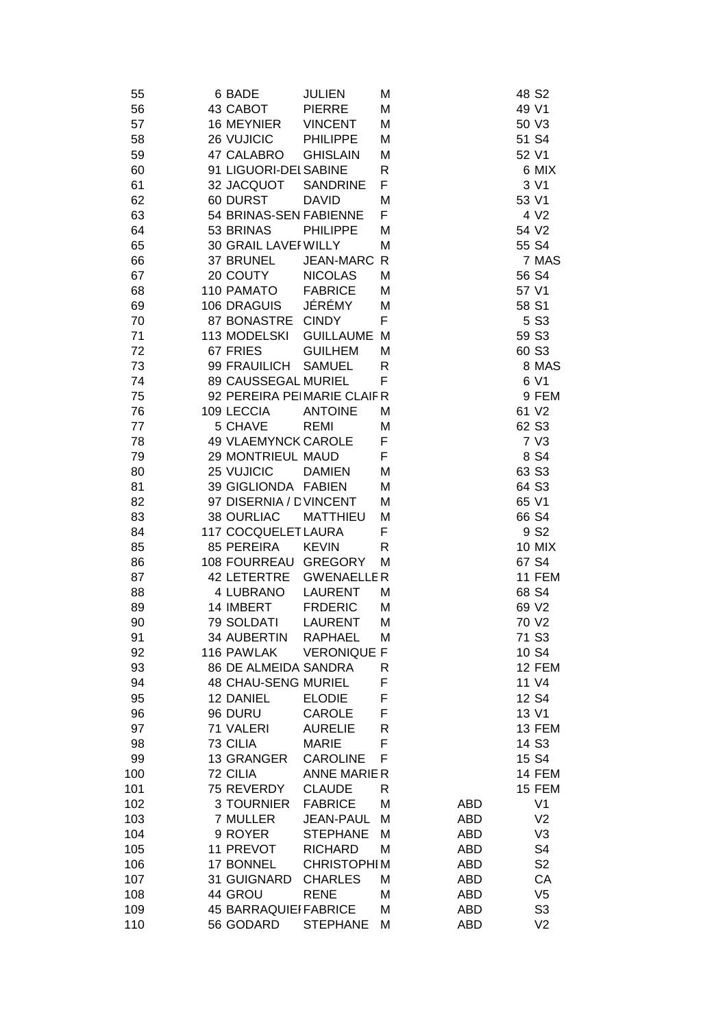| | | | | | | | |
|---|---|---|---|---|---|---|---|
| 55 | 6 | BADE | JULIEN | M | | 48 | S2 |
| 56 | 43 | CABOT | PIERRE | M | | 49 | V1 |
| 57 | 16 | MEYNIER | VINCENT | M | | 50 | V3 |
| 58 | 26 | VUJICIC | PHILIPPE | M | | 51 | S4 |
| 59 | 47 | CALABRO | GHISLAIN | M | | 52 | V1 |
| 60 | 91 | LIGUORI-DEL | SABINE | R | | 6 | MIX |
| 61 | 32 | JACQUOT | SANDRINE | F | | 3 | V1 |
| 62 | 60 | DURST | DAVID | M | | 53 | V1 |
| 63 | 54 | BRINAS-SEN | FABIENNE | F | | 4 | V2 |
| 64 | 53 | BRINAS | PHILIPPE | M | | 54 | V2 |
| 65 | 30 | GRAIL LAVEF | WILLY | M | | 55 | S4 |
| 66 | 37 | BRUNEL | JEAN-MARC | R | | 7 | MAS |
| 67 | 20 | COUTY | NICOLAS | M | | 56 | S4 |
| 68 | 110 | PAMATO | FABRICE | M | | 57 | V1 |
| 69 | 106 | DRAGUIS | JÉRÉMY | M | | 58 | S1 |
| 70 | 87 | BONASTRE | CINDY | F | | 5 | S3 |
| 71 | 113 | MODELSKI | GUILLAUME | M | | 59 | S3 |
| 72 | 67 | FRIES | GUILHEM | M | | 60 | S3 |
| 73 | 99 | FRAUILICH | SAMUEL | R | | 8 | MAS |
| 74 | 89 | CAUSSEGAL | MURIEL | F | | 6 | V1 |
| 75 | 92 | PEREIRA PEI | MARIE CLAIF | R | | 9 | FEM |
| 76 | 109 | LECCIA | ANTOINE | M | | 61 | V2 |
| 77 | 5 | CHAVE | REMI | M | | 62 | S3 |
| 78 | 49 | VLAEMYNCK | CAROLE | F | | 7 | V3 |
| 79 | 29 | MONTRIEUL | MAUD | F | | 8 | S4 |
| 80 | 25 | VUJICIC | DAMIEN | M | | 63 | S3 |
| 81 | 39 | GIGLIONDA | FABIEN | M | | 64 | S3 |
| 82 | 97 | DISERNIA / D | VINCENT | M | | 65 | V1 |
| 83 | 38 | OURLIAC | MATTHIEU | M | | 66 | S4 |
| 84 | 117 | COCQUELET | LAURA | F | | 9 | S2 |
| 85 | 85 | PEREIRA | KEVIN | R | | 10 | MIX |
| 86 | 108 | FOURREAU | GREGORY | M | | 67 | S4 |
| 87 | 42 | LETERTRE | GWENAELLE | R | | 11 | FEM |
| 88 | 4 | LUBRANO | LAURENT | M | | 68 | S4 |
| 89 | 14 | IMBERT | FRDERIC | M | | 69 | V2 |
| 90 | 79 | SOLDATI | LAURENT | M | | 70 | V2 |
| 91 | 34 | AUBERTIN | RAPHAEL | M | | 71 | S3 |
| 92 | 116 | PAWLAK | VERONIQUE | F | | 10 | S4 |
| 93 | 86 | DE ALMEIDA | SANDRA | R | | 12 | FEM |
| 94 | 48 | CHAU-SENG | MURIEL | F | | 11 | V4 |
| 95 | 12 | DANIEL | ELODIE | F | | 12 | S4 |
| 96 | 96 | DURU | CAROLE | F | | 13 | V1 |
| 97 | 71 | VALERI | AURELIE | R | | 13 | FEM |
| 98 | 73 | CILIA | MARIE | F | | 14 | S3 |
| 99 | 13 | GRANGER | CAROLINE | F | | 15 | S4 |
| 100 | 72 | CILIA | ANNE MARIE | R | | 14 | FEM |
| 101 | 75 | REVERDY | CLAUDE | R | | 15 | FEM |
| 102 | 3 | TOURNIER | FABRICE | M | ABD | | V1 |
| 103 | 7 | MULLER | JEAN-PAUL | M | ABD | | V2 |
| 104 | 9 | ROYER | STEPHANE | M | ABD | | V3 |
| 105 | 11 | PREVOT | RICHARD | M | ABD | | S4 |
| 106 | 17 | BONNEL | CHRISTOPHI | M | ABD | | S2 |
| 107 | 31 | GUIGNARD | CHARLES | M | ABD | | CA |
| 108 | 44 | GROU | RENE | M | ABD | | V5 |
| 109 | 45 | BARRAQUIEI | FABRICE | M | ABD | | S3 |
| 110 | 56 | GODARD | STEPHANE | M | ABD | | V2 |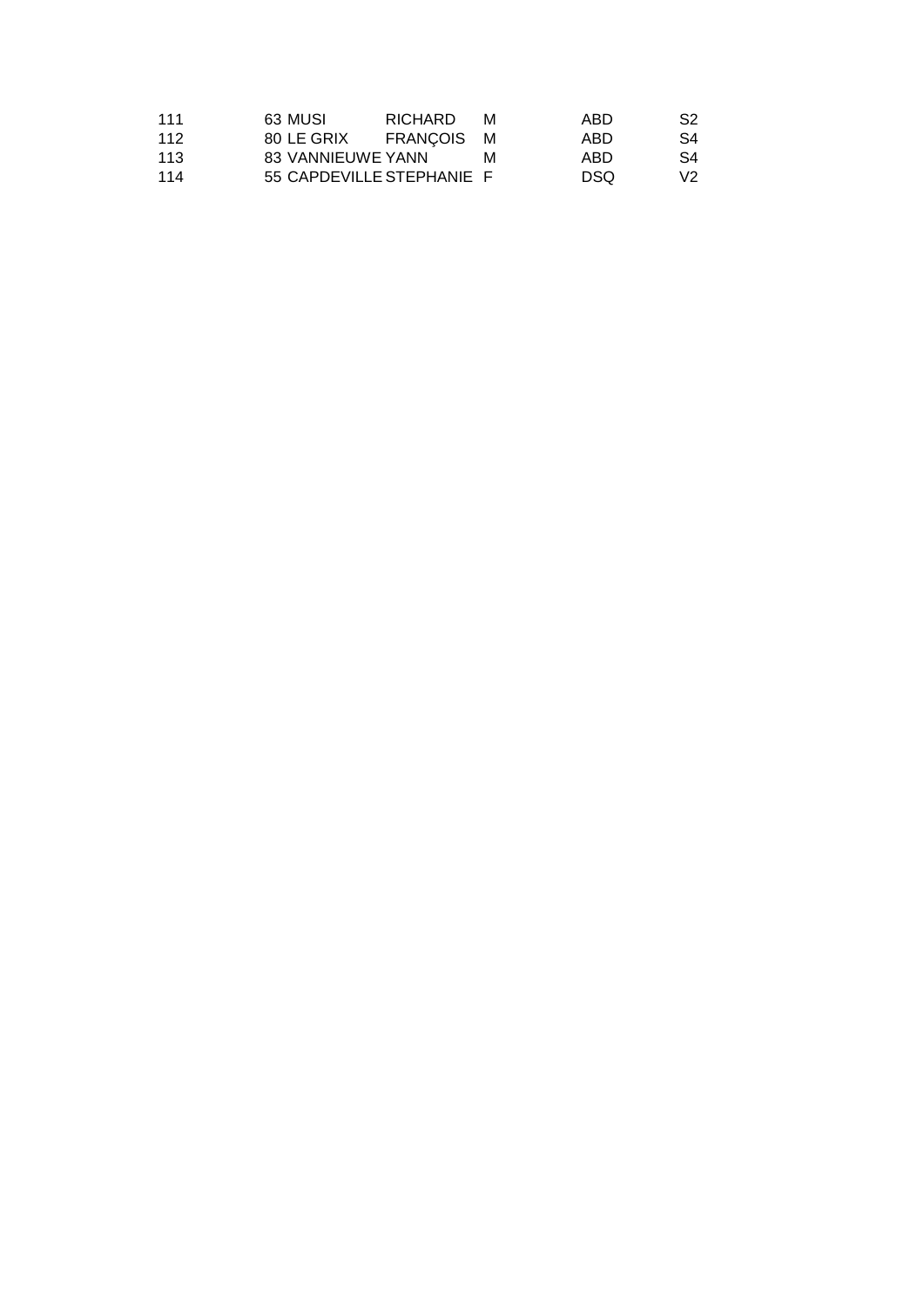| | | | | | | |
|---|---|---|---|---|---|---|
| 111 | 63 | MUSI | RICHARD | M | ABD | S2 |
| 112 | 80 | LE GRIX | FRANÇOIS | M | ABD | S4 |
| 113 | 83 | VANNIEUWE | YANN | M | ABD | S4 |
| 114 | 55 | CAPDEVILLE | STEPHANIE | F | DSQ | V2 |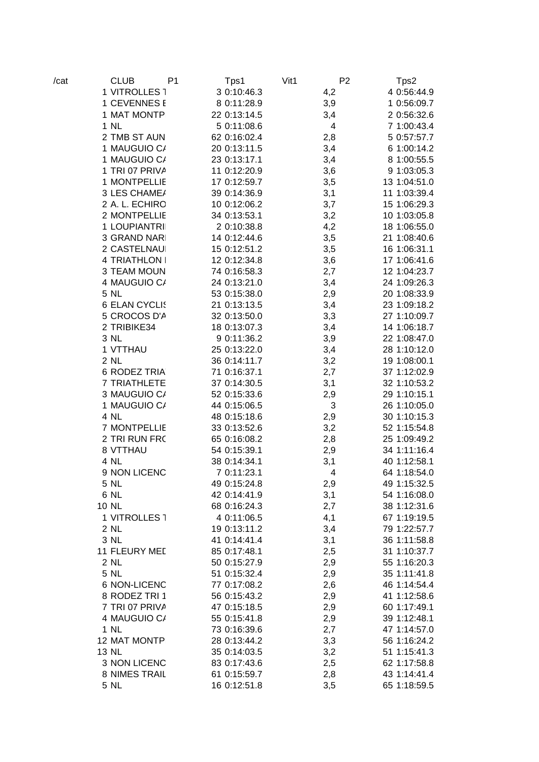| /cat | CLUB | P1 | Tps1 | Vit1 | P2 | Tps2 |
|---|---|---|---|---|---|---|
| 1 | VITROLLES T | 3 | 0:10:46.3 | 4,2 | 4 | 0:56:44.9 |
| 1 | CEVENNES E | 8 | 0:11:28.9 | 3,9 | 1 | 0:56:09.7 |
| 1 | MAT MONTP | 22 | 0:13:14.5 | 3,4 | 2 | 0:56:32.6 |
| 1 | NL | 5 | 0:11:08.6 | 4 | 7 | 1:00:43.4 |
| 2 | TMB ST AUN | 62 | 0:16:02.4 | 2,8 | 5 | 0:57:57.7 |
| 1 | MAUGUIO CA | 20 | 0:13:11.5 | 3,4 | 6 | 1:00:14.2 |
| 1 | MAUGUIO CA | 23 | 0:13:17.1 | 3,4 | 8 | 1:00:55.5 |
| 1 | TRI 07 PRIVA | 11 | 0:12:20.9 | 3,6 | 9 | 1:03:05.3 |
| 1 | MONTPELLIE | 17 | 0:12:59.7 | 3,5 | 13 | 1:04:51.0 |
| 3 | LES CHAMEA | 39 | 0:14:36.9 | 3,1 | 11 | 1:03:39.4 |
| 2 | A. L. ECHIRO | 10 | 0:12:06.2 | 3,7 | 15 | 1:06:29.3 |
| 2 | MONTPELLIE | 34 | 0:13:53.1 | 3,2 | 10 | 1:03:05.8 |
| 1 | LOUPIANTRI | 2 | 0:10:38.8 | 4,2 | 18 | 1:06:55.0 |
| 3 | GRAND NARI | 14 | 0:12:44.6 | 3,5 | 21 | 1:08:40.6 |
| 2 | CASTELNAU | 15 | 0:12:51.2 | 3,5 | 16 | 1:06:31.1 |
| 4 | TRIATHLON I | 12 | 0:12:34.8 | 3,6 | 17 | 1:06:41.6 |
| 3 | TEAM MOUN | 74 | 0:16:58.3 | 2,7 | 12 | 1:04:23.7 |
| 4 | MAUGUIO CA | 24 | 0:13:21.0 | 3,4 | 24 | 1:09:26.3 |
| 5 | NL | 53 | 0:15:38.0 | 2,9 | 20 | 1:08:33.9 |
| 6 | ELAN CYCLIS | 21 | 0:13:13.5 | 3,4 | 23 | 1:09:18.2 |
| 5 | CROCOS D'A | 32 | 0:13:50.0 | 3,3 | 27 | 1:10:09.7 |
| 2 | TRIBIKE34 | 18 | 0:13:07.3 | 3,4 | 14 | 1:06:18.7 |
| 3 | NL | 9 | 0:11:36.2 | 3,9 | 22 | 1:08:47.0 |
| 1 | VTTHAU | 25 | 0:13:22.0 | 3,4 | 28 | 1:10:12.0 |
| 2 | NL | 36 | 0:14:11.7 | 3,2 | 19 | 1:08:00.1 |
| 6 | RODEZ TRIA | 71 | 0:16:37.1 | 2,7 | 37 | 1:12:02.9 |
| 7 | TRIATHLETE | 37 | 0:14:30.5 | 3,1 | 32 | 1:10:53.2 |
| 3 | MAUGUIO CA | 52 | 0:15:33.6 | 2,9 | 29 | 1:10:15.1 |
| 1 | MAUGUIO CA | 44 | 0:15:06.5 | 3 | 26 | 1:10:05.0 |
| 4 | NL | 48 | 0:15:18.6 | 2,9 | 30 | 1:10:15.3 |
| 7 | MONTPELLIE | 33 | 0:13:52.6 | 3,2 | 52 | 1:15:54.8 |
| 2 | TRI RUN FRO | 65 | 0:16:08.2 | 2,8 | 25 | 1:09:49.2 |
| 8 | VTTHAU | 54 | 0:15:39.1 | 2,9 | 34 | 1:11:16.4 |
| 4 | NL | 38 | 0:14:34.1 | 3,1 | 40 | 1:12:58.1 |
| 9 | NON LICENC | 7 | 0:11:23.1 | 4 | 64 | 1:18:54.0 |
| 5 | NL | 49 | 0:15:24.8 | 2,9 | 49 | 1:15:32.5 |
| 6 | NL | 42 | 0:14:41.9 | 3,1 | 54 | 1:16:08.0 |
| 10 | NL | 68 | 0:16:24.3 | 2,7 | 38 | 1:12:31.6 |
| 1 | VITROLLES T | 4 | 0:11:06.5 | 4,1 | 67 | 1:19:19.5 |
| 2 | NL | 19 | 0:13:11.2 | 3,4 | 79 | 1:22:57.7 |
| 3 | NL | 41 | 0:14:41.4 | 3,1 | 36 | 1:11:58.8 |
| 11 | FLEURY MED | 85 | 0:17:48.1 | 2,5 | 31 | 1:10:37.7 |
| 2 | NL | 50 | 0:15:27.9 | 2,9 | 55 | 1:16:20.3 |
| 5 | NL | 51 | 0:15:32.4 | 2,9 | 35 | 1:11:41.8 |
| 6 | NON-LICENC | 77 | 0:17:08.2 | 2,6 | 46 | 1:14:54.4 |
| 8 | RODEZ TRI 1 | 56 | 0:15:43.2 | 2,9 | 41 | 1:12:58.6 |
| 7 | TRI 07 PRIVA | 47 | 0:15:18.5 | 2,9 | 60 | 1:17:49.1 |
| 4 | MAUGUIO CA | 55 | 0:15:41.8 | 2,9 | 39 | 1:12:48.1 |
| 1 | NL | 73 | 0:16:39.6 | 2,7 | 47 | 1:14:57.0 |
| 12 | MAT MONTP | 28 | 0:13:44.2 | 3,3 | 56 | 1:16:24.2 |
| 13 | NL | 35 | 0:14:03.5 | 3,2 | 51 | 1:15:41.3 |
| 3 | NON LICENC | 83 | 0:17:43.6 | 2,5 | 62 | 1:17:58.8 |
| 8 | NIMES TRAIL | 61 | 0:15:59.7 | 2,8 | 43 | 1:14:41.4 |
| 5 | NL | 16 | 0:12:51.8 | 3,5 | 65 | 1:18:59.5 |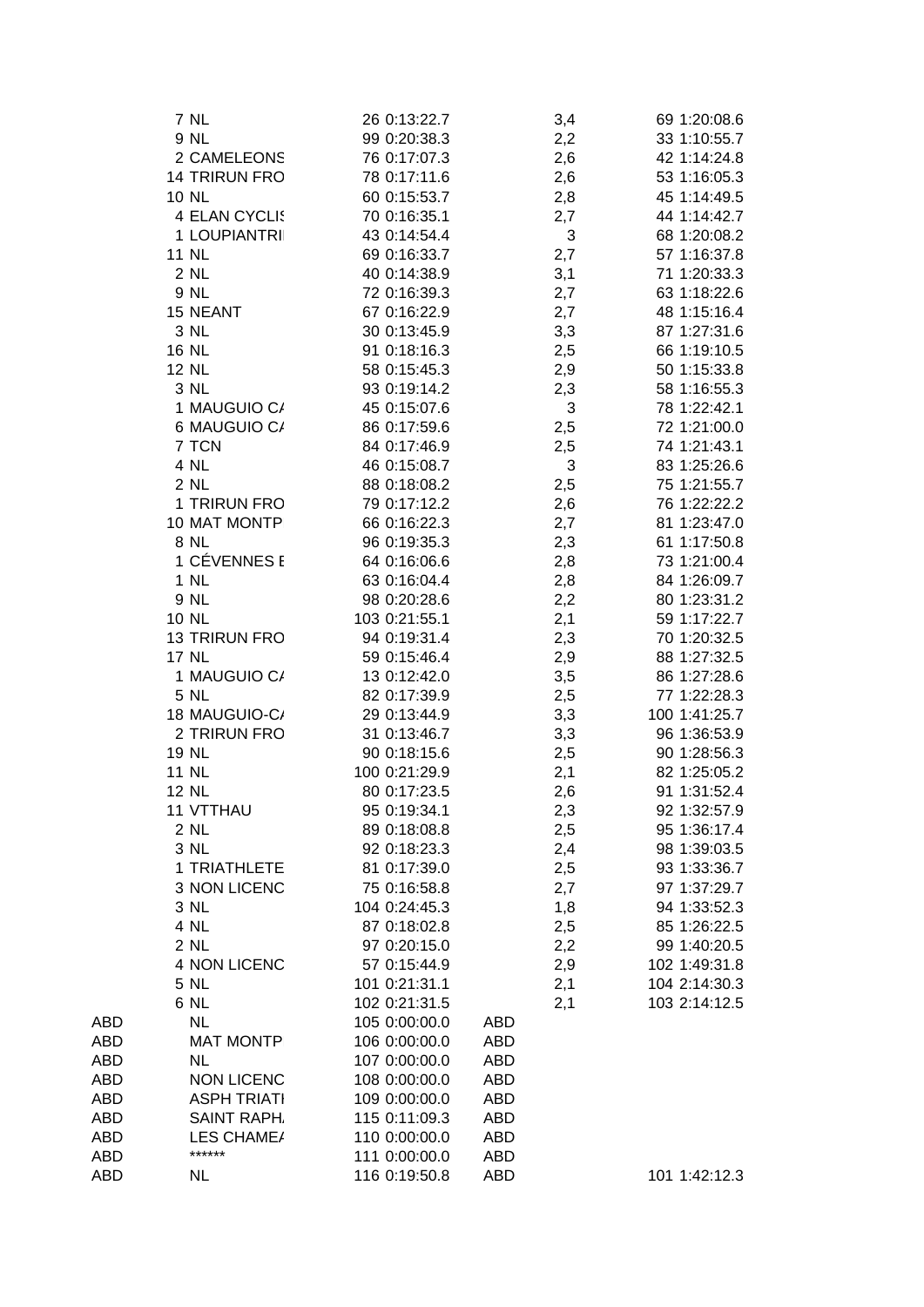| | | | | | | | |
|---|---|---|---|---|---|---|---|
| | 7 | NL | 26 | 0:13:22.7 | | 3,4 | 69 | 1:20:08.6 |
| | 9 | NL | 99 | 0:20:38.3 | | 2,2 | 33 | 1:10:55.7 |
| | 2 | CAMELEONS | 76 | 0:17:07.3 | | 2,6 | 42 | 1:14:24.8 |
| | 14 | TRIRUN FRO | 78 | 0:17:11.6 | | 2,6 | 53 | 1:16:05.3 |
| | 10 | NL | 60 | 0:15:53.7 | | 2,8 | 45 | 1:14:49.5 |
| | 4 | ELAN CYCLIS | 70 | 0:16:35.1 | | 2,7 | 44 | 1:14:42.7 |
| | 1 | LOUPIANTRI | 43 | 0:14:54.4 | | 3 | 68 | 1:20:08.2 |
| | 11 | NL | 69 | 0:16:33.7 | | 2,7 | 57 | 1:16:37.8 |
| | 2 | NL | 40 | 0:14:38.9 | | 3,1 | 71 | 1:20:33.3 |
| | 9 | NL | 72 | 0:16:39.3 | | 2,7 | 63 | 1:18:22.6 |
| | 15 | NEANT | 67 | 0:16:22.9 | | 2,7 | 48 | 1:15:16.4 |
| | 3 | NL | 30 | 0:13:45.9 | | 3,3 | 87 | 1:27:31.6 |
| | 16 | NL | 91 | 0:18:16.3 | | 2,5 | 66 | 1:19:10.5 |
| | 12 | NL | 58 | 0:15:45.3 | | 2,9 | 50 | 1:15:33.8 |
| | 3 | NL | 93 | 0:19:14.2 | | 2,3 | 58 | 1:16:55.3 |
| | 1 | MAUGUIO CA | 45 | 0:15:07.6 | | 3 | 78 | 1:22:42.1 |
| | 6 | MAUGUIO CA | 86 | 0:17:59.6 | | 2,5 | 72 | 1:21:00.0 |
| | 7 | TCN | 84 | 0:17:46.9 | | 2,5 | 74 | 1:21:43.1 |
| | 4 | NL | 46 | 0:15:08.7 | | 3 | 83 | 1:25:26.6 |
| | 2 | NL | 88 | 0:18:08.2 | | 2,5 | 75 | 1:21:55.7 |
| | 1 | TRIRUN FRO | 79 | 0:17:12.2 | | 2,6 | 76 | 1:22:22.2 |
| | 10 | MAT MONTP | 66 | 0:16:22.3 | | 2,7 | 81 | 1:23:47.0 |
| | 8 | NL | 96 | 0:19:35.3 | | 2,3 | 61 | 1:17:50.8 |
| | 1 | CÉVENNES E | 64 | 0:16:06.6 | | 2,8 | 73 | 1:21:00.4 |
| | 1 | NL | 63 | 0:16:04.4 | | 2,8 | 84 | 1:26:09.7 |
| | 9 | NL | 98 | 0:20:28.6 | | 2,2 | 80 | 1:23:31.2 |
| | 10 | NL | 103 | 0:21:55.1 | | 2,1 | 59 | 1:17:22.7 |
| | 13 | TRIRUN FRO | 94 | 0:19:31.4 | | 2,3 | 70 | 1:20:32.5 |
| | 17 | NL | 59 | 0:15:46.4 | | 2,9 | 88 | 1:27:32.5 |
| | 1 | MAUGUIO CA | 13 | 0:12:42.0 | | 3,5 | 86 | 1:27:28.6 |
| | 5 | NL | 82 | 0:17:39.9 | | 2,5 | 77 | 1:22:28.3 |
| | 18 | MAUGUIO-CA | 29 | 0:13:44.9 | | 3,3 | 100 | 1:41:25.7 |
| | 2 | TRIRUN FRO | 31 | 0:13:46.7 | | 3,3 | 96 | 1:36:53.9 |
| | 19 | NL | 90 | 0:18:15.6 | | 2,5 | 90 | 1:28:56.3 |
| | 11 | NL | 100 | 0:21:29.9 | | 2,1 | 82 | 1:25:05.2 |
| | 12 | NL | 80 | 0:17:23.5 | | 2,6 | 91 | 1:31:52.4 |
| | 11 | VTTHAU | 95 | 0:19:34.1 | | 2,3 | 92 | 1:32:57.9 |
| | 2 | NL | 89 | 0:18:08.8 | | 2,5 | 95 | 1:36:17.4 |
| | 3 | NL | 92 | 0:18:23.3 | | 2,4 | 98 | 1:39:03.5 |
| | 1 | TRIATHLETE | 81 | 0:17:39.0 | | 2,5 | 93 | 1:33:36.7 |
| | 3 | NON LICENC | 75 | 0:16:58.8 | | 2,7 | 97 | 1:37:29.7 |
| | 3 | NL | 104 | 0:24:45.3 | | 1,8 | 94 | 1:33:52.3 |
| | 4 | NL | 87 | 0:18:02.8 | | 2,5 | 85 | 1:26:22.5 |
| | 2 | NL | 97 | 0:20:15.0 | | 2,2 | 99 | 1:40:20.5 |
| | 4 | NON LICENC | 57 | 0:15:44.9 | | 2,9 | 102 | 1:49:31.8 |
| | 5 | NL | 101 | 0:21:31.1 | | 2,1 | 104 | 2:14:30.3 |
| | 6 | NL | 102 | 0:21:31.5 | | 2,1 | 103 | 2:14:12.5 |
| ABD | | NL | 105 | 0:00:00.0 | ABD | | | |
| ABD | | MAT MONTP | 106 | 0:00:00.0 | ABD | | | |
| ABD | | NL | 107 | 0:00:00.0 | ABD | | | |
| ABD | | NON LICENC | 108 | 0:00:00.0 | ABD | | | |
| ABD | | ASPH TRIATH | 109 | 0:00:00.0 | ABD | | | |
| ABD | | SAINT RAPH. | 115 | 0:11:09.3 | ABD | | | |
| ABD | | LES CHAMEA | 110 | 0:00:00.0 | ABD | | | |
| ABD | | ****** | 111 | 0:00:00.0 | ABD | | | |
| ABD | | NL | 116 | 0:19:50.8 | ABD | | 101 | 1:42:12.3 |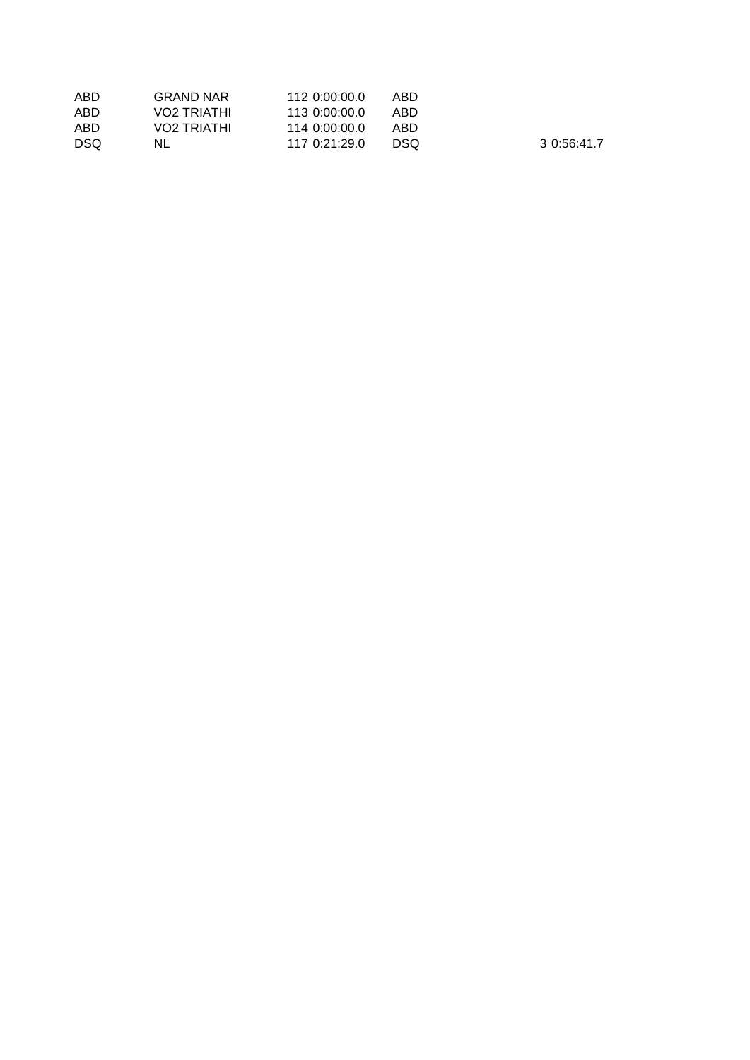| | | | | | | |
|---|---|---|---|---|---|---|
| ABD | GRAND NARI | 112 | 0:00:00.0 | ABD | | |
| ABD | VO2 TRIATHI | 113 | 0:00:00.0 | ABD | | |
| ABD | VO2 TRIATHI | 114 | 0:00:00.0 | ABD | | |
| DSQ | NL | 117 | 0:21:29.0 | DSQ | 3 | 0:56:41.7 |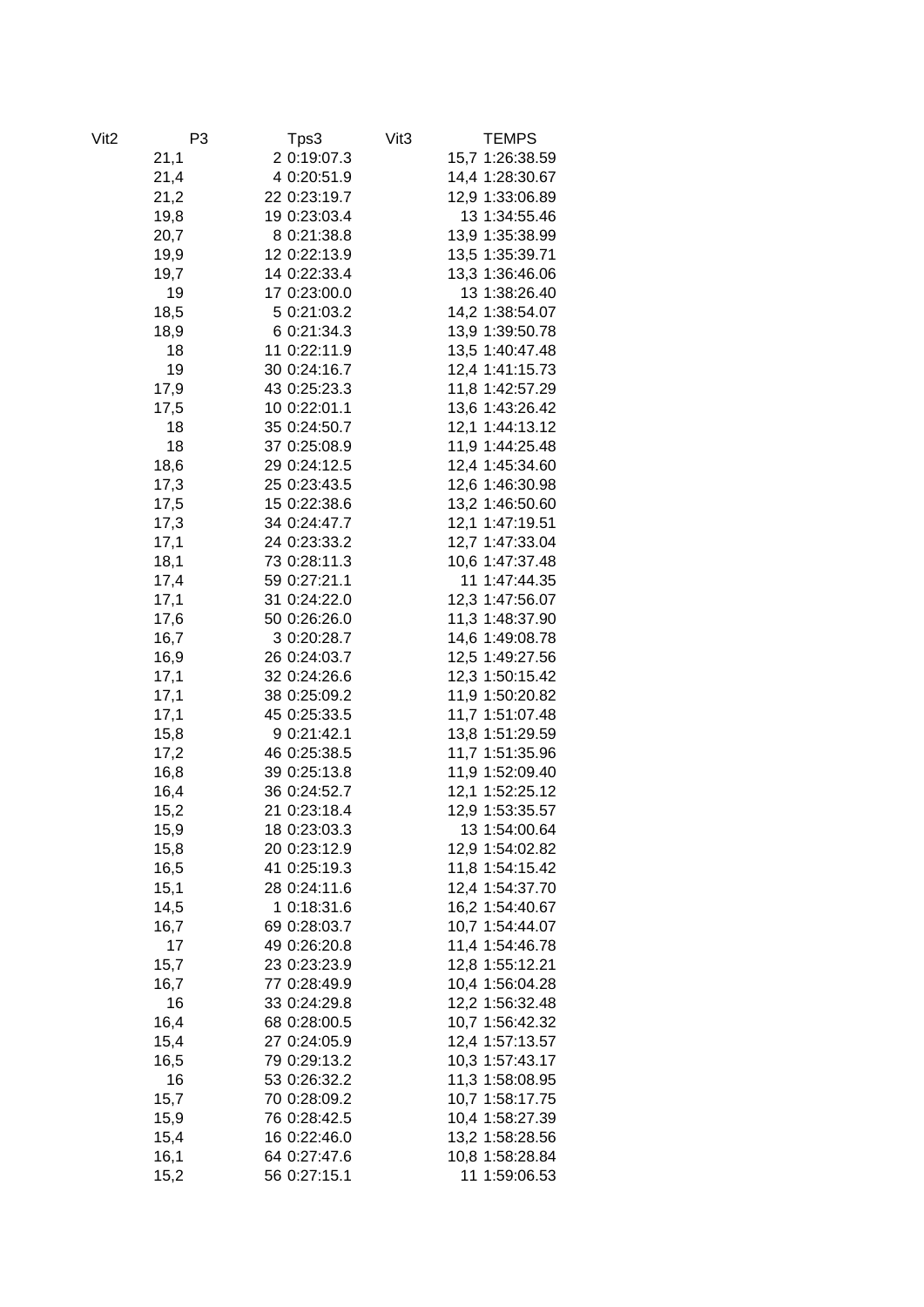| Vit2 | P3 | Tps3 | Vit3 | TEMPS |
|---|---|---|---|---|
| 21,1 | 2 | 0:19:07.3 | 15,7 | 1:26:38.59 |
| 21,4 | 4 | 0:20:51.9 | 14,4 | 1:28:30.67 |
| 21,2 | 22 | 0:23:19.7 | 12,9 | 1:33:06.89 |
| 19,8 | 19 | 0:23:03.4 | 13 | 1:34:55.46 |
| 20,7 | 8 | 0:21:38.8 | 13,9 | 1:35:38.99 |
| 19,9 | 12 | 0:22:13.9 | 13,5 | 1:35:39.71 |
| 19,7 | 14 | 0:22:33.4 | 13,3 | 1:36:46.06 |
| 19 | 17 | 0:23:00.0 | 13 | 1:38:26.40 |
| 18,5 | 5 | 0:21:03.2 | 14,2 | 1:38:54.07 |
| 18,9 | 6 | 0:21:34.3 | 13,9 | 1:39:50.78 |
| 18 | 11 | 0:22:11.9 | 13,5 | 1:40:47.48 |
| 19 | 30 | 0:24:16.7 | 12,4 | 1:41:15.73 |
| 17,9 | 43 | 0:25:23.3 | 11,8 | 1:42:57.29 |
| 17,5 | 10 | 0:22:01.1 | 13,6 | 1:43:26.42 |
| 18 | 35 | 0:24:50.7 | 12,1 | 1:44:13.12 |
| 18 | 37 | 0:25:08.9 | 11,9 | 1:44:25.48 |
| 18,6 | 29 | 0:24:12.5 | 12,4 | 1:45:34.60 |
| 17,3 | 25 | 0:23:43.5 | 12,6 | 1:46:30.98 |
| 17,5 | 15 | 0:22:38.6 | 13,2 | 1:46:50.60 |
| 17,3 | 34 | 0:24:47.7 | 12,1 | 1:47:19.51 |
| 17,1 | 24 | 0:23:33.2 | 12,7 | 1:47:33.04 |
| 18,1 | 73 | 0:28:11.3 | 10,6 | 1:47:37.48 |
| 17,4 | 59 | 0:27:21.1 | 11 | 1:47:44.35 |
| 17,1 | 31 | 0:24:22.0 | 12,3 | 1:47:56.07 |
| 17,6 | 50 | 0:26:26.0 | 11,3 | 1:48:37.90 |
| 16,7 | 3 | 0:20:28.7 | 14,6 | 1:49:08.78 |
| 16,9 | 26 | 0:24:03.7 | 12,5 | 1:49:27.56 |
| 17,1 | 32 | 0:24:26.6 | 12,3 | 1:50:15.42 |
| 17,1 | 38 | 0:25:09.2 | 11,9 | 1:50:20.82 |
| 17,1 | 45 | 0:25:33.5 | 11,7 | 1:51:07.48 |
| 15,8 | 9 | 0:21:42.1 | 13,8 | 1:51:29.59 |
| 17,2 | 46 | 0:25:38.5 | 11,7 | 1:51:35.96 |
| 16,8 | 39 | 0:25:13.8 | 11,9 | 1:52:09.40 |
| 16,4 | 36 | 0:24:52.7 | 12,1 | 1:52:25.12 |
| 15,2 | 21 | 0:23:18.4 | 12,9 | 1:53:35.57 |
| 15,9 | 18 | 0:23:03.3 | 13 | 1:54:00.64 |
| 15,8 | 20 | 0:23:12.9 | 12,9 | 1:54:02.82 |
| 16,5 | 41 | 0:25:19.3 | 11,8 | 1:54:15.42 |
| 15,1 | 28 | 0:24:11.6 | 12,4 | 1:54:37.70 |
| 14,5 | 1 | 0:18:31.6 | 16,2 | 1:54:40.67 |
| 16,7 | 69 | 0:28:03.7 | 10,7 | 1:54:44.07 |
| 17 | 49 | 0:26:20.8 | 11,4 | 1:54:46.78 |
| 15,7 | 23 | 0:23:23.9 | 12,8 | 1:55:12.21 |
| 16,7 | 77 | 0:28:49.9 | 10,4 | 1:56:04.28 |
| 16 | 33 | 0:24:29.8 | 12,2 | 1:56:32.48 |
| 16,4 | 68 | 0:28:00.5 | 10,7 | 1:56:42.32 |
| 15,4 | 27 | 0:24:05.9 | 12,4 | 1:57:13.57 |
| 16,5 | 79 | 0:29:13.2 | 10,3 | 1:57:43.17 |
| 16 | 53 | 0:26:32.2 | 11,3 | 1:58:08.95 |
| 15,7 | 70 | 0:28:09.2 | 10,7 | 1:58:17.75 |
| 15,9 | 76 | 0:28:42.5 | 10,4 | 1:58:27.39 |
| 15,4 | 16 | 0:22:46.0 | 13,2 | 1:58:28.56 |
| 16,1 | 64 | 0:27:47.6 | 10,8 | 1:58:28.84 |
| 15,2 | 56 | 0:27:15.1 | 11 | 1:59:06.53 |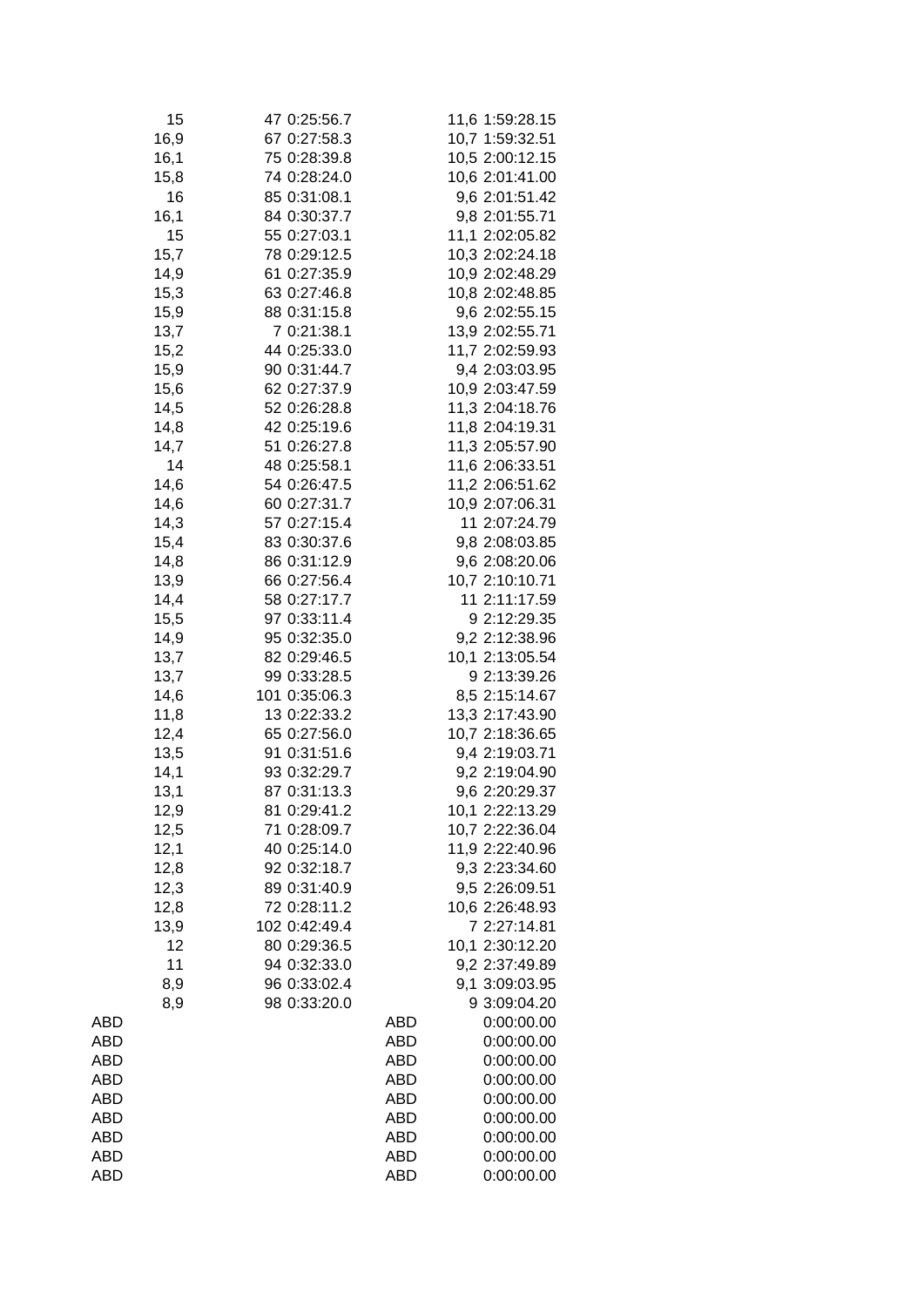|  |  |  |  |  |  |  |
|---|---|---|---|---|---|---|
|  | 15 | 47 | 0:25:56.7 |  | 11,6 | 1:59:28.15 |
|  | 16,9 | 67 | 0:27:58.3 |  | 10,7 | 1:59:32.51 |
|  | 16,1 | 75 | 0:28:39.8 |  | 10,5 | 2:00:12.15 |
|  | 15,8 | 74 | 0:28:24.0 |  | 10,6 | 2:01:41.00 |
|  | 16 | 85 | 0:31:08.1 |  | 9,6 | 2:01:51.42 |
|  | 16,1 | 84 | 0:30:37.7 |  | 9,8 | 2:01:55.71 |
|  | 15 | 55 | 0:27:03.1 |  | 11,1 | 2:02:05.82 |
|  | 15,7 | 78 | 0:29:12.5 |  | 10,3 | 2:02:24.18 |
|  | 14,9 | 61 | 0:27:35.9 |  | 10,9 | 2:02:48.29 |
|  | 15,3 | 63 | 0:27:46.8 |  | 10,8 | 2:02:48.85 |
|  | 15,9 | 88 | 0:31:15.8 |  | 9,6 | 2:02:55.15 |
|  | 13,7 | 7 | 0:21:38.1 |  | 13,9 | 2:02:55.71 |
|  | 15,2 | 44 | 0:25:33.0 |  | 11,7 | 2:02:59.93 |
|  | 15,9 | 90 | 0:31:44.7 |  | 9,4 | 2:03:03.95 |
|  | 15,6 | 62 | 0:27:37.9 |  | 10,9 | 2:03:47.59 |
|  | 14,5 | 52 | 0:26:28.8 |  | 11,3 | 2:04:18.76 |
|  | 14,8 | 42 | 0:25:19.6 |  | 11,8 | 2:04:19.31 |
|  | 14,7 | 51 | 0:26:27.8 |  | 11,3 | 2:05:57.90 |
|  | 14 | 48 | 0:25:58.1 |  | 11,6 | 2:06:33.51 |
|  | 14,6 | 54 | 0:26:47.5 |  | 11,2 | 2:06:51.62 |
|  | 14,6 | 60 | 0:27:31.7 |  | 10,9 | 2:07:06.31 |
|  | 14,3 | 57 | 0:27:15.4 |  | 11 | 2:07:24.79 |
|  | 15,4 | 83 | 0:30:37.6 |  | 9,8 | 2:08:03.85 |
|  | 14,8 | 86 | 0:31:12.9 |  | 9,6 | 2:08:20.06 |
|  | 13,9 | 66 | 0:27:56.4 |  | 10,7 | 2:10:10.71 |
|  | 14,4 | 58 | 0:27:17.7 |  | 11 | 2:11:17.59 |
|  | 15,5 | 97 | 0:33:11.4 |  | 9 | 2:12:29.35 |
|  | 14,9 | 95 | 0:32:35.0 |  | 9,2 | 2:12:38.96 |
|  | 13,7 | 82 | 0:29:46.5 |  | 10,1 | 2:13:05.54 |
|  | 13,7 | 99 | 0:33:28.5 |  | 9 | 2:13:39.26 |
|  | 14,6 | 101 | 0:35:06.3 |  | 8,5 | 2:15:14.67 |
|  | 11,8 | 13 | 0:22:33.2 |  | 13,3 | 2:17:43.90 |
|  | 12,4 | 65 | 0:27:56.0 |  | 10,7 | 2:18:36.65 |
|  | 13,5 | 91 | 0:31:51.6 |  | 9,4 | 2:19:03.71 |
|  | 14,1 | 93 | 0:32:29.7 |  | 9,2 | 2:19:04.90 |
|  | 13,1 | 87 | 0:31:13.3 |  | 9,6 | 2:20:29.37 |
|  | 12,9 | 81 | 0:29:41.2 |  | 10,1 | 2:22:13.29 |
|  | 12,5 | 71 | 0:28:09.7 |  | 10,7 | 2:22:36.04 |
|  | 12,1 | 40 | 0:25:14.0 |  | 11,9 | 2:22:40.96 |
|  | 12,8 | 92 | 0:32:18.7 |  | 9,3 | 2:23:34.60 |
|  | 12,3 | 89 | 0:31:40.9 |  | 9,5 | 2:26:09.51 |
|  | 12,8 | 72 | 0:28:11.2 |  | 10,6 | 2:26:48.93 |
|  | 13,9 | 102 | 0:42:49.4 |  | 7 | 2:27:14.81 |
|  | 12 | 80 | 0:29:36.5 |  | 10,1 | 2:30:12.20 |
|  | 11 | 94 | 0:32:33.0 |  | 9,2 | 2:37:49.89 |
|  | 8,9 | 96 | 0:33:02.4 |  | 9,1 | 3:09:03.95 |
|  | 8,9 | 98 | 0:33:20.0 |  | 9 | 3:09:04.20 |
| ABD |  |  |  | ABD |  | 0:00:00.00 |
| ABD |  |  |  | ABD |  | 0:00:00.00 |
| ABD |  |  |  | ABD |  | 0:00:00.00 |
| ABD |  |  |  | ABD |  | 0:00:00.00 |
| ABD |  |  |  | ABD |  | 0:00:00.00 |
| ABD |  |  |  | ABD |  | 0:00:00.00 |
| ABD |  |  |  | ABD |  | 0:00:00.00 |
| ABD |  |  |  | ABD |  | 0:00:00.00 |
| ABD |  |  |  | ABD |  | 0:00:00.00 |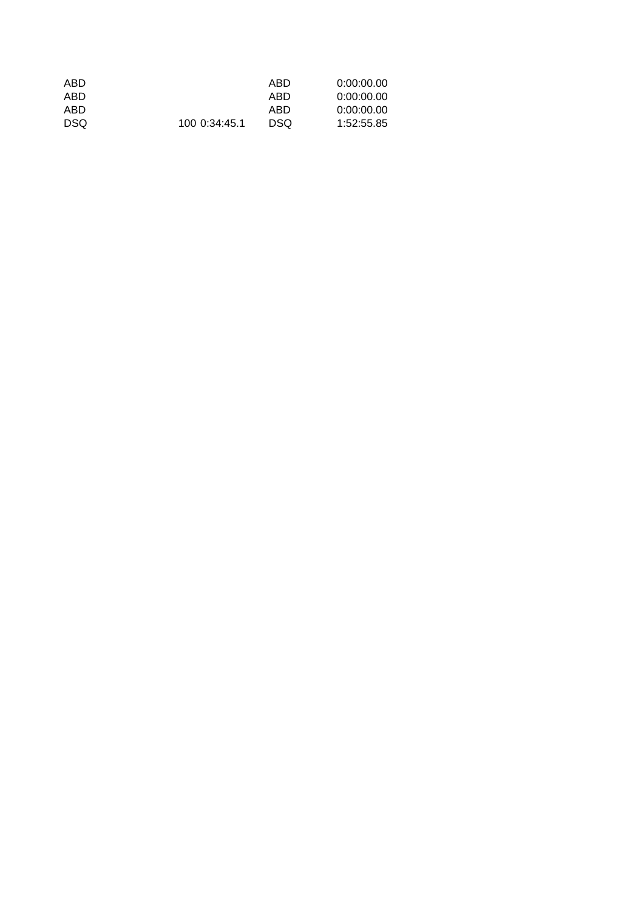| | | | | |
|---|---|---|---|---|
| ABD | | | ABD | 0:00:00.00 |
| ABD | | | ABD | 0:00:00.00 |
| ABD | | | ABD | 0:00:00.00 |
| DSQ | 100 | 0:34:45.1 | DSQ | 1:52:55.85 |